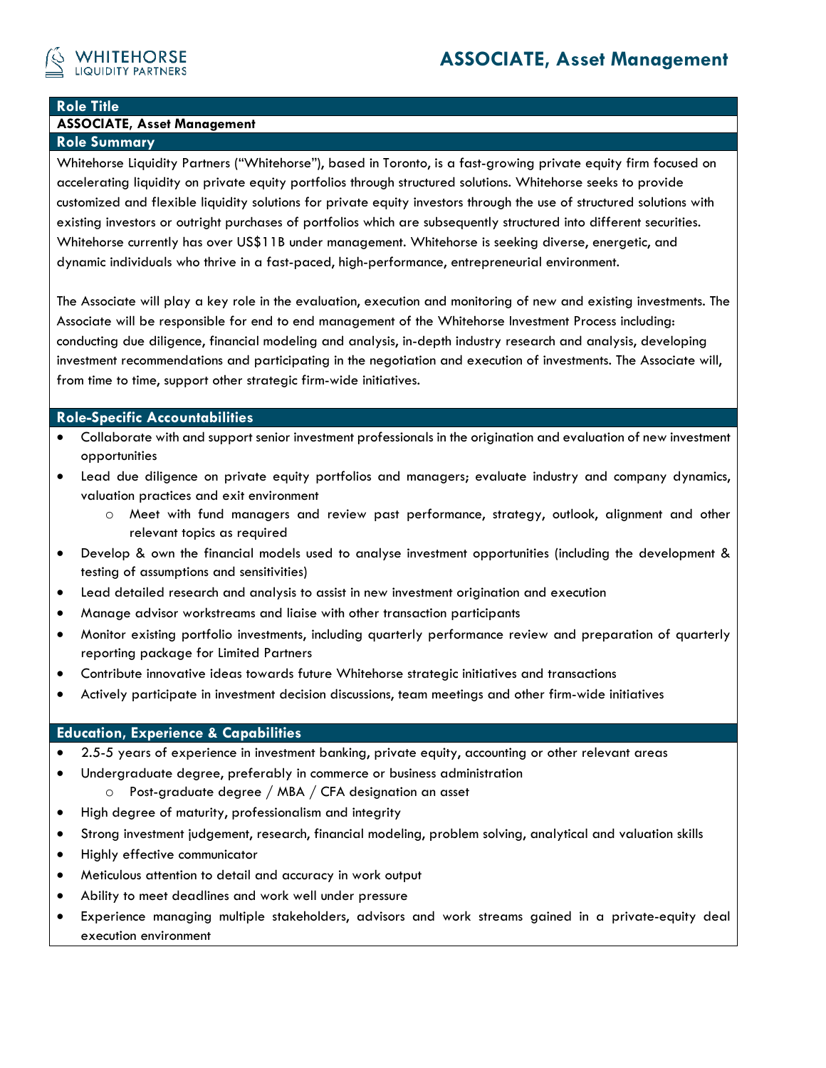WHITEHOSE LIQUIDITY PARTNERS

# ASSOCIATE, Asset Management

## Role Title

**ASSOCIATE, Asset Management**

## Role Summary

Whitehorse Liquidity Partners ("Whitehorse"), based in Toronto, is a fast-growing private equity firm focused on accelerating liquidity on private equity portfolios through structured solutions. Whitehorse seeks to provide customized and flexible liquidity solutions for private equity investors through the use of structured solutions with existing investors or outright purchases of portfolios which are subsequently structured into different securities. Whitehorse currently has over US$11B under management. Whitehorse is seeking diverse, energetic, and dynamic individuals who thrive in a fast-paced, high-performance, entrepreneurial environment.

The Associate will play a key role in the evaluation, execution and monitoring of new and existing investments. The Associate will be responsible for end to end management of the Whitehorse Investment Process including: conducting due diligence, financial modeling and analysis, in-depth industry research and analysis, developing investment recommendations and participating in the negotiation and execution of investments. The Associate will, from time to time, support other strategic firm-wide initiatives.

## Role-Specific Accountabilities

- Collaborate with and support senior investment professionals in the origination and evaluation of new investment opportunities
- Lead due diligence on private equity portfolios and managers; evaluate industry and company dynamics, valuation practices and exit environment
  - Meet with fund managers and review past performance, strategy, outlook, alignment and other relevant topics as required
- Develop & own the financial models used to analyse investment opportunities (including the development & testing of assumptions and sensitivities)
- Lead detailed research and analysis to assist in new investment origination and execution
- Manage advisor workstreams and liaise with other transaction participants
- Monitor existing portfolio investments, including quarterly performance review and preparation of quarterly reporting package for Limited Partners
- Contribute innovative ideas towards future Whitehorse strategic initiatives and transactions
- Actively participate in investment decision discussions, team meetings and other firm-wide initiatives

## Education, Experience & Capabilities

- 2.5-5 years of experience in investment banking, private equity, accounting or other relevant areas
- Undergraduate degree, preferably in commerce or business administration
  - Post-graduate degree / MBA / CFA designation an asset
- High degree of maturity, professionalism and integrity
- Strong investment judgement, research, financial modeling, problem solving, analytical and valuation skills
- Highly effective communicator
- Meticulous attention to detail and accuracy in work output
- Ability to meet deadlines and work well under pressure
- Experience managing multiple stakeholders, advisors and work streams gained in a private-equity deal execution environment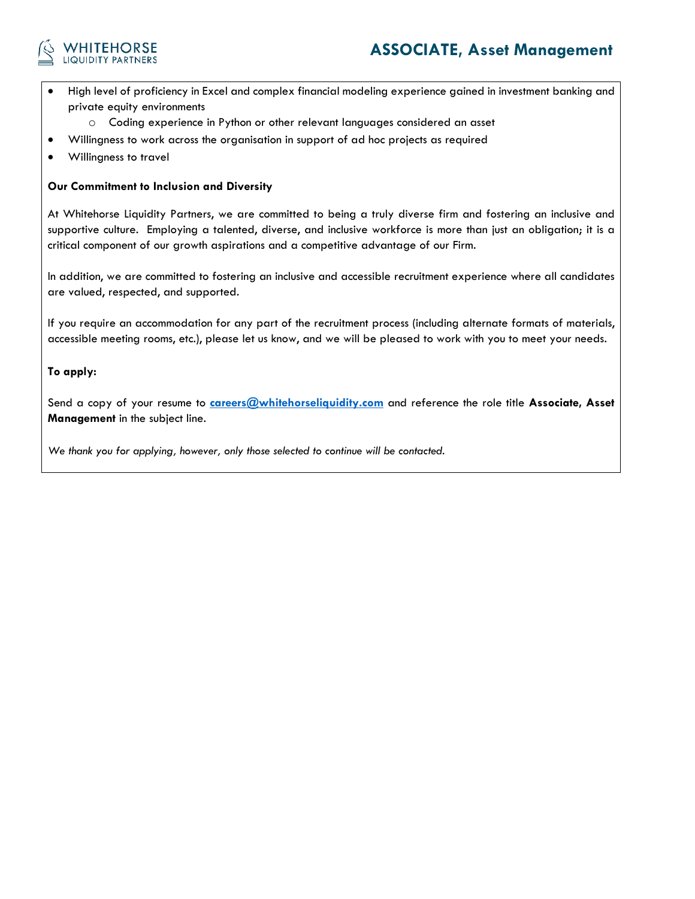- High level of proficiency in Excel and complex financial modeling experience gained in investment banking and private equity environments
  - Coding experience in Python or other relevant languages considered an asset
- Willingness to work across the organisation in support of ad hoc projects as required
- Willingness to travel

**Our Commitment to Inclusion and Diversity**

At Whitehorse Liquidity Partners, we are committed to being a truly diverse firm and fostering an inclusive and supportive culture. Employing a talented, diverse, and inclusive workforce is more than just an obligation; it is a critical component of our growth aspirations and a competitive advantage of our Firm.

In addition, we are committed to fostering an inclusive and accessible recruitment experience where all candidates are valued, respected, and supported.

If you require an accommodation for any part of the recruitment process (including alternate formats of materials, accessible meeting rooms, etc.), please let us know, and we will be pleased to work with you to meet your needs.

**To apply:**

Send a copy of your resume to **careers@whitehorseliquidity.com** and reference the role title **Associate, Asset Management** in the subject line.

*We thank you for applying, however, only those selected to continue will be contacted.*